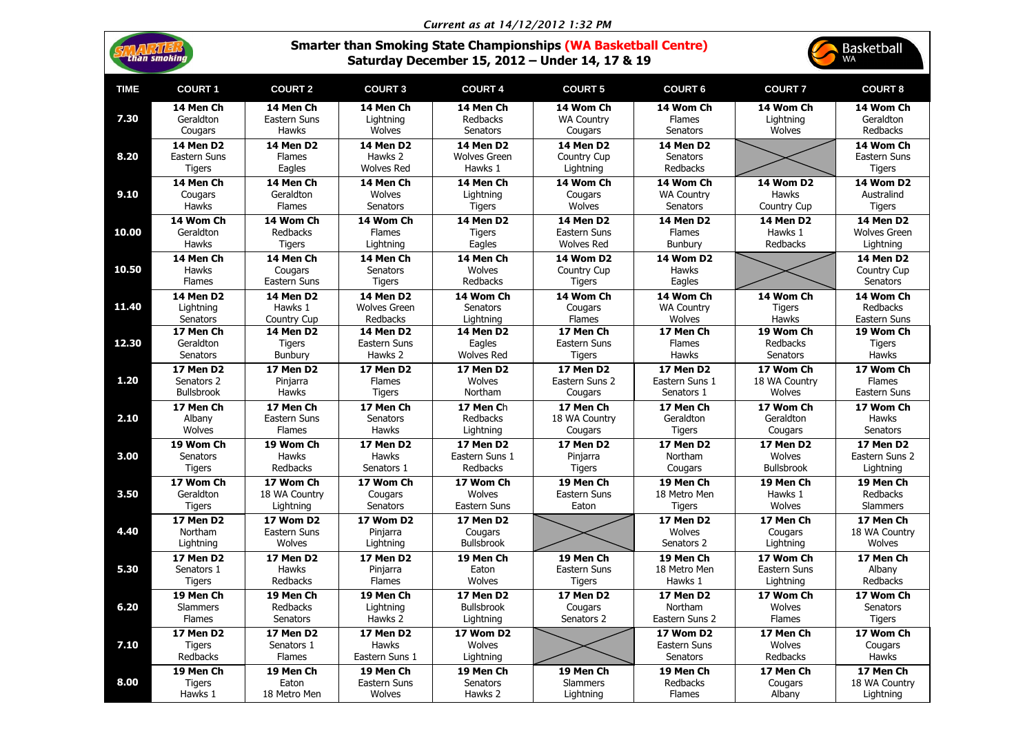*Current as at 14/12/2012 1:32 PM*

## Smarter than Smoking State Championships (WA Basketball Centre)
## Saturday December 15, 2012 – Under 14, 17 & 19

| TIME | COURT 1 | COURT 2 | COURT 3 | COURT 4 | COURT 5 | COURT 6 | COURT 7 | COURT 8 |
|---|---|---|---|---|---|---|---|---|
| 7.30 | **14 Men Ch** Geraldton Cougars | **14 Men Ch** Eastern Suns Hawks | **14 Men Ch** Lightning Wolves | **14 Men Ch** Redbacks Senators | **14 Wom Ch** WA Country Cougars | **14 Wom Ch** Flames Senators | **14 Wom Ch** Lightning Wolves | **14 Wom Ch** Geraldton Redbacks |
| 8.20 | **14 Men D2** Eastern Suns Tigers | **14 Men D2** Flames Eagles | **14 Men D2** Hawks 2 Wolves Red | **14 Men D2** Wolves Green Hawks 1 | **14 Men D2** Country Cup Lightning | **14 Men D2** Senators Redbacks | | **14 Wom Ch** Eastern Suns Tigers |
| 9.10 | **14 Men Ch** Cougars Hawks | **14 Men Ch** Geraldton Flames | **14 Men Ch** Wolves Senators | **14 Men Ch** Lightning Tigers | **14 Wom Ch** Cougars Wolves | **14 Wom Ch** WA Country Senators | **14 Wom D2** Hawks Country Cup | **14 Wom D2** Australind Tigers |
| 10.00 | **14 Wom Ch** Geraldton Hawks | **14 Wom Ch** Redbacks Tigers | **14 Wom Ch** Flames Lightning | **14 Men D2** Tigers Eagles | **14 Men D2** Eastern Suns Wolves Red | **14 Men D2** Flames Bunbury | **14 Men D2** Hawks 1 Redbacks | **14 Men D2** Wolves Green Lightning |
| 10.50 | **14 Men Ch** Hawks Flames | **14 Men Ch** Cougars Eastern Suns | **14 Men Ch** Senators Tigers | **14 Men Ch** Wolves Redbacks | **14 Wom D2** Country Cup Tigers | **14 Wom D2** Hawks Eagles | | **14 Men D2** Country Cup Senators |
| 11.40 | **14 Men D2** Lightning Senators | **14 Men D2** Hawks 1 Country Cup | **14 Men D2** Wolves Green Redbacks | **14 Wom Ch** Senators Lightning | **14 Wom Ch** Cougars Flames | **14 Wom Ch** WA Country Wolves | **14 Wom Ch** Tigers Hawks | **14 Wom Ch** Redbacks Eastern Suns |
| 12.30 | **17 Men Ch** Geraldton Senators | **14 Men D2** Tigers Bunbury | **14 Men D2** Eastern Suns Hawks 2 | **14 Men D2** Eagles Wolves Red | **17 Men Ch** Eastern Suns Tigers | **17 Men Ch** Flames Hawks | **19 Wom Ch** Redbacks Senators | **19 Wom Ch** Tigers Hawks |
| 1.20 | **17 Men D2** Senators 2 Bullsbrook | **17 Men D2** Pinjarra Hawks | **17 Men D2** Flames Tigers | **17 Men D2** Wolves Northam | **17 Men D2** Eastern Suns 2 Cougars | **17 Men D2** Eastern Suns 1 Senators 1 | **17 Wom Ch** 18 WA Country Wolves | **17 Wom Ch** Flames Eastern Suns |
| 2.10 | **17 Men Ch** Albany Wolves | **17 Men Ch** Eastern Suns Flames | **17 Men Ch** Senators Hawks | **17 Men Ch** Redbacks Lightning | **17 Men Ch** 18 WA Country Cougars | **17 Men Ch** Geraldton Tigers | **17 Wom Ch** Geraldton Cougars | **17 Wom Ch** Hawks Senators |
| 3.00 | **19 Wom Ch** Senators Tigers | **19 Wom Ch** Hawks Redbacks | **17 Men D2** Hawks Senators 1 | **17 Men D2** Eastern Suns 1 Redbacks | **17 Men D2** Pinjarra Tigers | **17 Men D2** Northam Cougars | **17 Men D2** Wolves Bullsbrook | **17 Men D2** Eastern Suns 2 Lightning |
| 3.50 | **17 Wom Ch** Geraldton Tigers | **17 Wom Ch** 18 WA Country Lightning | **17 Wom Ch** Cougars Senators | **17 Wom Ch** Wolves Eastern Suns | **19 Men Ch** Eastern Suns Eaton | **19 Men Ch** 18 Metro Men Tigers | **19 Men Ch** Hawks 1 Wolves | **19 Men Ch** Redbacks Slammers |
| 4.40 | **17 Men D2** Northam Lightning | **17 Wom D2** Eastern Suns Wolves | **17 Wom D2** Pinjarra Lightning | **17 Men D2** Cougars Bullsbrook | | **17 Men D2** Wolves Senators 2 | **17 Men Ch** Cougars Lightning | **17 Men Ch** 18 WA Country Wolves |
| 5.30 | **17 Men D2** Senators 1 Tigers | **17 Men D2** Hawks Redbacks | **17 Men D2** Pinjarra Flames | **19 Men Ch** Eaton Wolves | **19 Men Ch** Eastern Suns Tigers | **19 Men Ch** 18 Metro Men Hawks 1 | **17 Wom Ch** Eastern Suns Lightning | **17 Men Ch** Albany Redbacks |
| 6.20 | **19 Men Ch** Slammers Flames | **19 Men Ch** Redbacks Senators | **19 Men Ch** Lightning Hawks 2 | **17 Men D2** Bullsbrook Lightning | **17 Men D2** Cougars Senators 2 | **17 Men D2** Northam Eastern Suns 2 | **17 Wom Ch** Wolves Flames | **17 Wom Ch** Senators Tigers |
| 7.10 | **17 Men D2** Tigers Redbacks | **17 Men D2** Senators 1 Flames | **17 Men D2** Hawks Eastern Suns 1 | **17 Wom D2** Wolves Lightning | | **17 Wom D2** Eastern Suns Senators | **17 Men Ch** Wolves Redbacks | **17 Wom Ch** Cougars Hawks |
| 8.00 | **19 Men Ch** Tigers Hawks 1 | **19 Men Ch** Eaton 18 Metro Men | **19 Men Ch** Eastern Suns Wolves | **19 Men Ch** Senators Hawks 2 | **19 Men Ch** Slammers Lightning | **19 Men Ch** Redbacks Flames | **17 Men Ch** Cougars Albany | **17 Men Ch** 18 WA Country Lightning |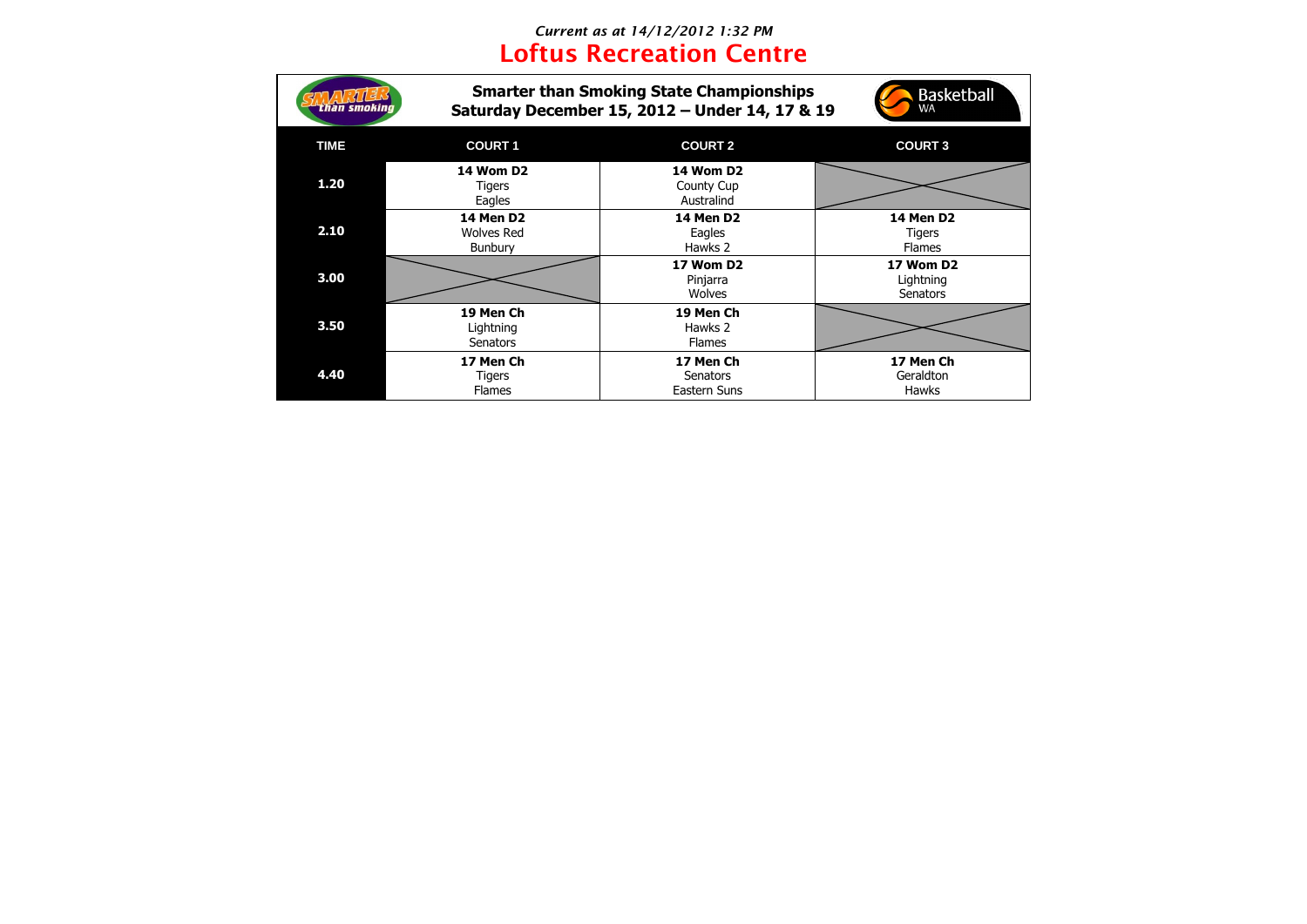*Current as at 14/12/2012 1:32 PM*

# Loftus Recreation Centre

**Smarter than Smoking State Championships**
**Saturday December 15, 2012 – Under 14, 17 & 19**

| TIME | COURT 1 | COURT 2 | COURT 3 |
|---|---|---|---|
| 1.20 | **14 Wom D2** Tigers Eagles | **14 Wom D2** County Cup Australind | |
| 2.10 | **14 Men D2** Wolves Red Bunbury | **14 Men D2** Eagles Hawks 2 | **14 Men D2** Tigers Flames |
| 3.00 | | **17 Wom D2** Pinjarra Wolves | **17 Wom D2** Lightning Senators |
| 3.50 | **19 Men Ch** Lightning Senators | **19 Men Ch** Hawks 2 Flames | |
| 4.40 | **17 Men Ch** Tigers Flames | **17 Men Ch** Senators Eastern Suns | **17 Men Ch** Geraldton Hawks |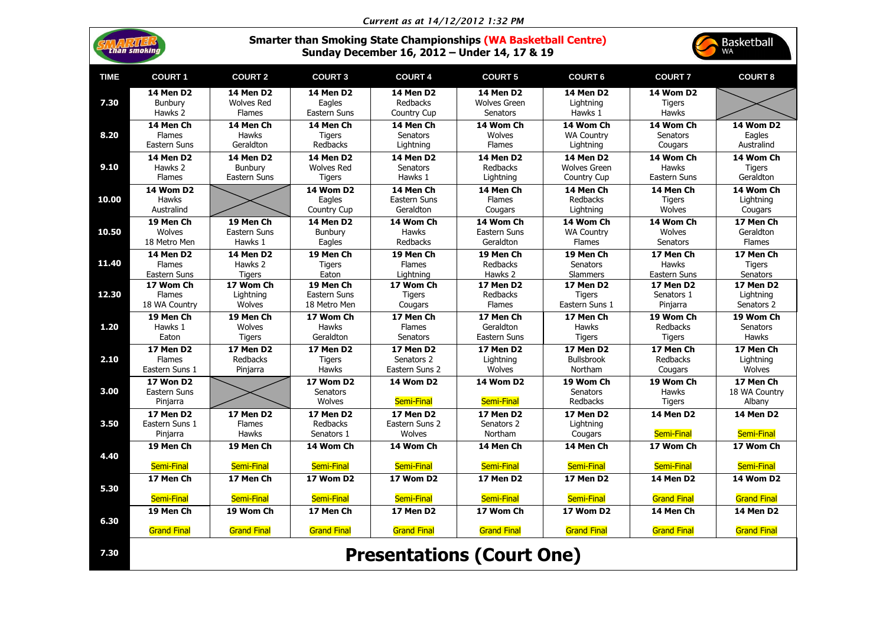*Current as at 14/12/2012 1:32 PM*

## Smarter than Smoking State Championships (WA Basketball Centre)
## Sunday December 16, 2012 – Under 14, 17 & 19

| TIME | COURT 1 | COURT 2 | COURT 3 | COURT 4 | COURT 5 | COURT 6 | COURT 7 | COURT 8 |
|---|---|---|---|---|---|---|---|---|
| 7.30 | **14 Men D2** Bunbury Hawks 2 | **14 Men D2** Wolves Red Flames | **14 Men D2** Eagles Eastern Suns | **14 Men D2** Redbacks Country Cup | **14 Men D2** Wolves Green Senators | **14 Men D2** Lightning Hawks 1 | **14 Wom D2** Tigers Hawks | |
| 8.20 | **14 Men Ch** Flames Eastern Suns | **14 Men Ch** Hawks Geraldton | **14 Men Ch** Tigers Redbacks | **14 Men Ch** Senators Lightning | **14 Wom Ch** Wolves Flames | **14 Wom Ch** WA Country Lightning | **14 Wom Ch** Senators Cougars | **14 Wom D2** Eagles Australind |
| 9.10 | **14 Men D2** Hawks 2 Flames | **14 Men D2** Bunbury Eastern Suns | **14 Men D2** Wolves Red Tigers | **14 Men D2** Senators Hawks 1 | **14 Men D2** Redbacks Lightning | **14 Men D2** Wolves Green Country Cup | **14 Wom Ch** Hawks Eastern Suns | **14 Wom Ch** Tigers Geraldton |
| 10.00 | **14 Wom D2** Hawks Australind | | **14 Wom D2** Eagles Country Cup | **14 Men Ch** Eastern Suns Geraldton | **14 Men Ch** Flames Cougars | **14 Men Ch** Redbacks Lightning | **14 Men Ch** Tigers Wolves | **14 Wom Ch** Lightning Cougars |
| 10.50 | **19 Men Ch** Wolves 18 Metro Men | **19 Men Ch** Eastern Suns Hawks 1 | **14 Men D2** Bunbury Eagles | **14 Wom Ch** Hawks Redbacks | **14 Wom Ch** Eastern Suns Geraldton | **14 Wom Ch** WA Country Flames | **14 Wom Ch** Wolves Senators | **17 Men Ch** Geraldton Flames |
| 11.40 | **14 Men D2** Flames Eastern Suns | **14 Men D2** Hawks 2 Tigers | **19 Men Ch** Tigers Eaton | **19 Men Ch** Flames Lightning | **19 Men Ch** Redbacks Hawks 2 | **19 Men Ch** Senators Slammers | **17 Men Ch** Hawks Eastern Suns | **17 Men Ch** Tigers Senators |
| 12.30 | **17 Wom Ch** Flames 18 WA Country | **17 Wom Ch** Lightning Wolves | **19 Men Ch** Eastern Suns 18 Metro Men | **17 Wom Ch** Tigers Cougars | **17 Men D2** Redbacks Flames | **17 Men D2** Tigers Eastern Suns 1 | **17 Men D2** Senators 1 Pinjarra | **17 Men D2** Lightning Senators 2 |
| 1.20 | **19 Men Ch** Hawks 1 Eaton | **19 Men Ch** Wolves Tigers | **17 Wom Ch** Hawks Geraldton | **17 Men Ch** Flames Senators | **17 Men Ch** Geraldton Eastern Suns | **17 Men Ch** Hawks Tigers | **19 Wom Ch** Redbacks Tigers | **19 Wom Ch** Senators Hawks |
| 2.10 | **17 Men D2** Flames Eastern Suns 1 | **17 Men D2** Redbacks Pinjarra | **17 Men D2** Tigers Hawks | **17 Men D2** Senators 2 Eastern Suns 2 | **17 Men D2** Lightning Wolves | **17 Men D2** Bullsbrook Northam | **17 Men Ch** Redbacks Cougars | **17 Men Ch** Lightning Wolves |
| 3.00 | **17 Won D2** Eastern Suns Pinjarra | | **17 Wom D2** Senators Wolves | **14 Wom D2** Semi-Final | **14 Wom D2** Semi-Final | **19 Wom Ch** Senators Redbacks | **19 Wom Ch** Hawks Tigers | **17 Men Ch** 18 WA Country Albany |
| 3.50 | **17 Men D2** Eastern Suns 1 Pinjarra | **17 Men D2** Flames Hawks | **17 Men D2** Redbacks Senators 1 | **17 Men D2** Eastern Suns 2 Wolves | **17 Men D2** Senators 2 Northam | **17 Men D2** Lightning Cougars | **14 Men D2** Semi-Final | **14 Men D2** Semi-Final |
| 4.40 | **19 Men Ch** Semi-Final | **19 Men Ch** Semi-Final | **14 Wom Ch** Semi-Final | **14 Wom Ch** Semi-Final | **14 Men Ch** Semi-Final | **14 Men Ch** Semi-Final | **17 Wom Ch** Semi-Final | **17 Wom Ch** Semi-Final |
| 5.30 | **17 Men Ch** Semi-Final | **17 Men Ch** Semi-Final | **17 Wom D2** Semi-Final | **17 Wom D2** Semi-Final | **17 Men D2** Semi-Final | **17 Men D2** Semi-Final | **14 Men D2** Grand Final | **14 Wom D2** Grand Final |
| 6.30 | **19 Men Ch** Grand Final | **19 Wom Ch** Grand Final | **17 Men Ch** Grand Final | **17 Men D2** Grand Final | **17 Wom Ch** Grand Final | **17 Wom D2** Grand Final | **14 Men Ch** Grand Final | **14 Men D2** Grand Final |
| 7.30 | **Presentations (Court One)** | | | | | | | |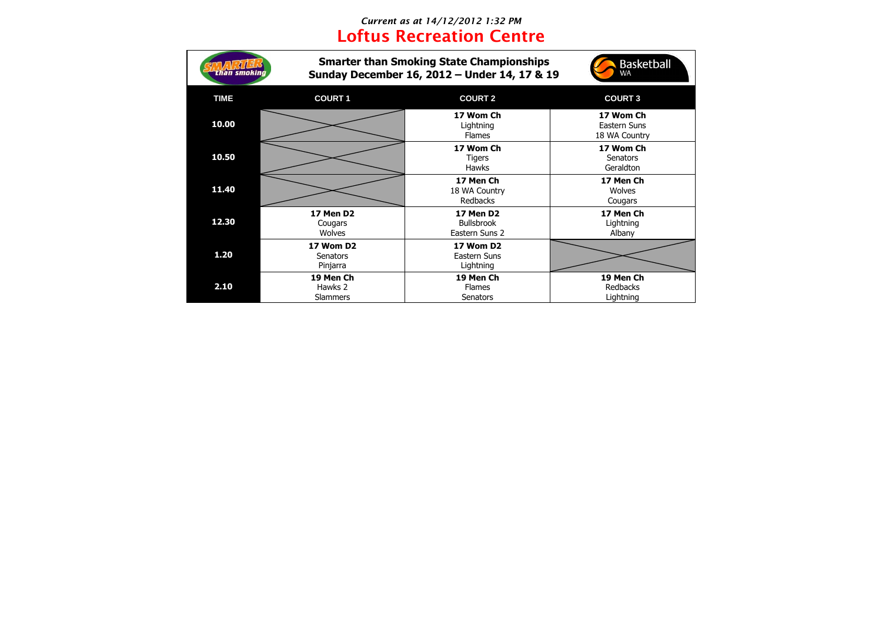*Current as at 14/12/2012 1:32 PM*

# Loftus Recreation Centre

**Smarter than Smoking State Championships**
**Sunday December 16, 2012 – Under 14, 17 & 19**

| TIME | COURT 1 | COURT 2 | COURT 3 |
|---|---|---|---|
| **10.00** | | **17 Wom Ch**<br>Lightning<br>Flames | **17 Wom Ch**<br>Eastern Suns<br>18 WA Country |
| **10.50** | | **17 Wom Ch**<br>Tigers<br>Hawks | **17 Wom Ch**<br>Senators<br>Geraldton |
| **11.40** | | **17 Men Ch**<br>18 WA Country<br>Redbacks | **17 Men Ch**<br>Wolves<br>Cougars |
| **12.30** | **17 Men D2**<br>Cougars<br>Wolves | **17 Men D2**<br>Bullsbrook<br>Eastern Suns 2 | **17 Men Ch**<br>Lightning<br>Albany |
| **1.20** | **17 Wom D2**<br>Senators<br>Pinjarra | **17 Wom D2**<br>Eastern Suns<br>Lightning | |
| **2.10** | **19 Men Ch**<br>Hawks 2<br>Slammers | **19 Men Ch**<br>Flames<br>Senators | **19 Men Ch**<br>Redbacks<br>Lightning |